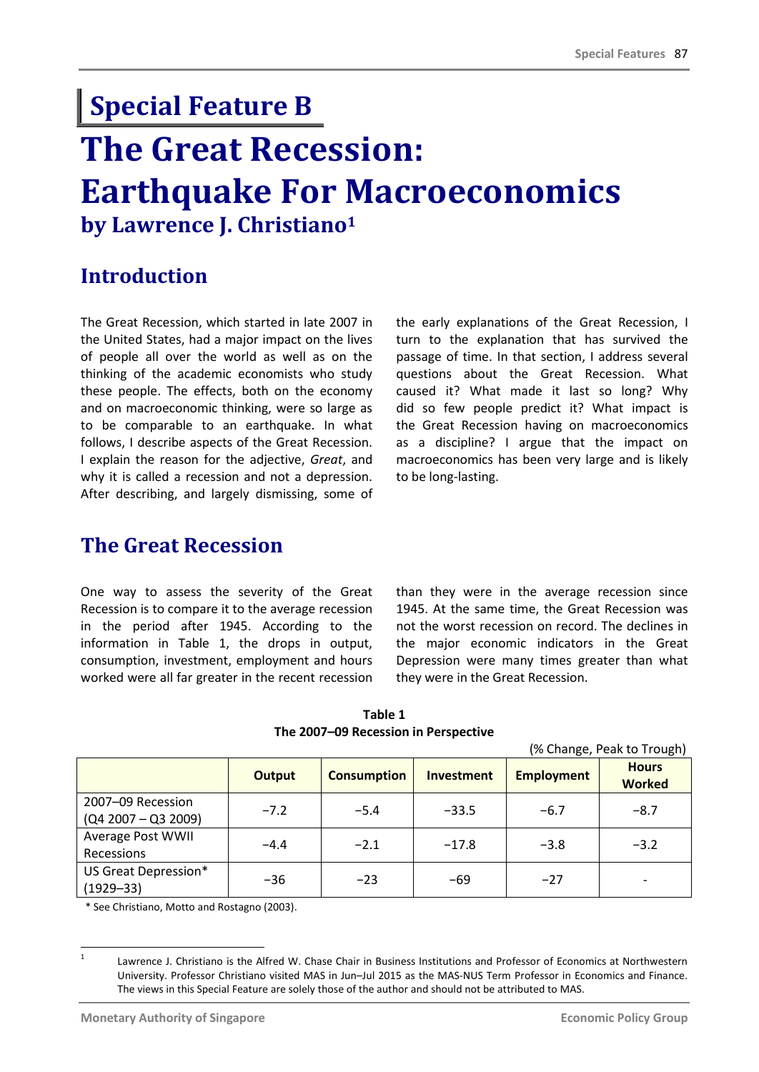# Special Feature B

# The Great Recession: Earthquake For Macroeconomics

### by Lawrence J. Christiano[1]

## Introduction

The Great Recession, which started in late 2007 in the United States, had a major impact on the lives of people all over the world as well as on the thinking of the academic economists who study these people. The effects, both on the economy and on macroeconomic thinking, were so large as to be comparable to an earthquake. In what follows, I describe aspects of the Great Recession. I explain the reason for the adjective, *Great*, and why it is called a recession and not a depression. After describing, and largely dismissing, some of the early explanations of the Great Recession, I turn to the explanation that has survived the passage of time. In that section, I address several questions about the Great Recession. What caused it? What made it last so long? Why did so few people predict it? What impact is the Great Recession having on macroeconomics as a discipline? I argue that the impact on macroeconomics has been very large and is likely to be long-lasting.

## The Great Recession

One way to assess the severity of the Great Recession is to compare it to the average recession in the period after 1945. According to the information in Table 1, the drops in output, consumption, investment, employment and hours worked were all far greater in the recent recession than they were in the average recession since 1945. At the same time, the Great Recession was not the worst recession on record. The declines in the major economic indicators in the Great Depression were many times greater than what they were in the Great Recession.

**Table 1**
**The 2007–09 Recession in Perspective**

(% Change, Peak to Trough)

| | Output | Consumption | Investment | Employment | Hours Worked |
|---|---|---|---|---|---|
| 2007–09 Recession (Q4 2007 – Q3 2009) | −7.2 | −5.4 | −33.5 | −6.7 | −8.7 |
| Average Post WWII Recessions | −4.4 | −2.1 | −17.8 | −3.8 | −3.2 |
| US Great Depression* (1929–33) | −36 | −23 | −69 | −27 | - |

\* See Christiano, Motto and Rostagno (2003).

[1] Lawrence J. Christiano is the Alfred W. Chase Chair in Business Institutions and Professor of Economics at Northwestern University. Professor Christiano visited MAS in Jun–Jul 2015 as the MAS-NUS Term Professor in Economics and Finance. The views in this Special Feature are solely those of the author and should not be attributed to MAS.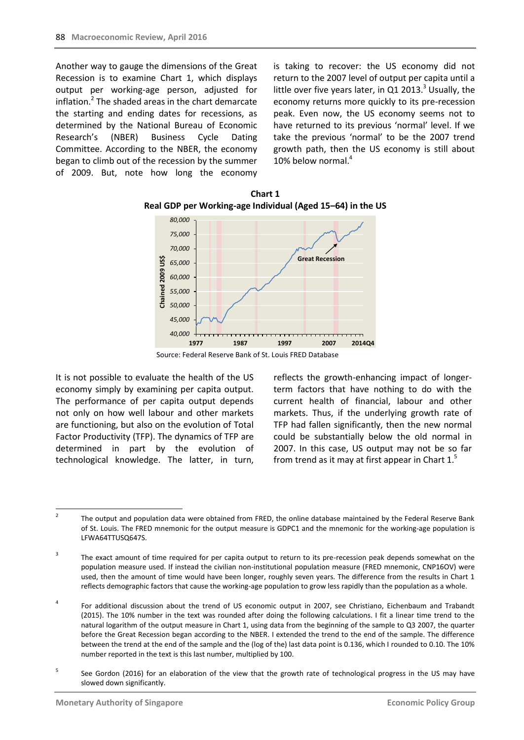Another way to gauge the dimensions of the Great Recession is to examine Chart 1, which displays output per working-age person, adjusted for inflation.[2] The shaded areas in the chart demarcate the starting and ending dates for recessions, as determined by the National Bureau of Economic Research's (NBER) Business Cycle Dating Committee. According to the NBER, the economy began to climb out of the recession by the summer of 2009. But, note how long the economy is taking to recover: the US economy did not return to the 2007 level of output per capita until a little over five years later, in Q1 2013.[3] Usually, the economy returns more quickly to its pre-recession peak. Even now, the US economy seems not to have returned to its previous 'normal' level. If we take the previous 'normal' to be the 2007 trend growth path, then the US economy is still about 10% below normal.[4]

**Chart 1**
**Real GDP per Working-age Individual (Aged 15–64) in the US**

Source: Federal Reserve Bank of St. Louis FRED Database

It is not possible to evaluate the health of the US economy simply by examining per capita output. The performance of per capita output depends not only on how well labour and other markets are functioning, but also on the evolution of Total Factor Productivity (TFP). The dynamics of TFP are determined in part by the evolution of technological knowledge. The latter, in turn, reflects the growth-enhancing impact of longer-term factors that have nothing to do with the current health of financial, labour and other markets. Thus, if the underlying growth rate of TFP had fallen significantly, then the new normal could be substantially below the old normal in 2007. In this case, US output may not be so far from trend as it may at first appear in Chart 1.[5]

---

[2] The output and population data were obtained from FRED, the online database maintained by the Federal Reserve Bank of St. Louis. The FRED mnemonic for the output measure is GDPC1 and the mnemonic for the working-age population is LFWA64TTUSQ647S.

[3] The exact amount of time required for per capita output to return to its pre-recession peak depends somewhat on the population measure used. If instead the civilian non-institutional population measure (FRED mnemonic, CNP16OV) were used, then the amount of time would have been longer, roughly seven years. The difference from the results in Chart 1 reflects demographic factors that cause the working-age population to grow less rapidly than the population as a whole.

[4] For additional discussion about the trend of US economic output in 2007, see Christiano, Eichenbaum and Trabandt (2015). The 10% number in the text was rounded after doing the following calculations. I fit a linear time trend to the natural logarithm of the output measure in Chart 1, using data from the beginning of the sample to Q3 2007, the quarter before the Great Recession began according to the NBER. I extended the trend to the end of the sample. The difference between the trend at the end of the sample and the (log of the) last data point is 0.136, which I rounded to 0.10. The 10% number reported in the text is this last number, multiplied by 100.

[5] See Gordon (2016) for an elaboration of the view that the growth rate of technological progress in the US may have slowed down significantly.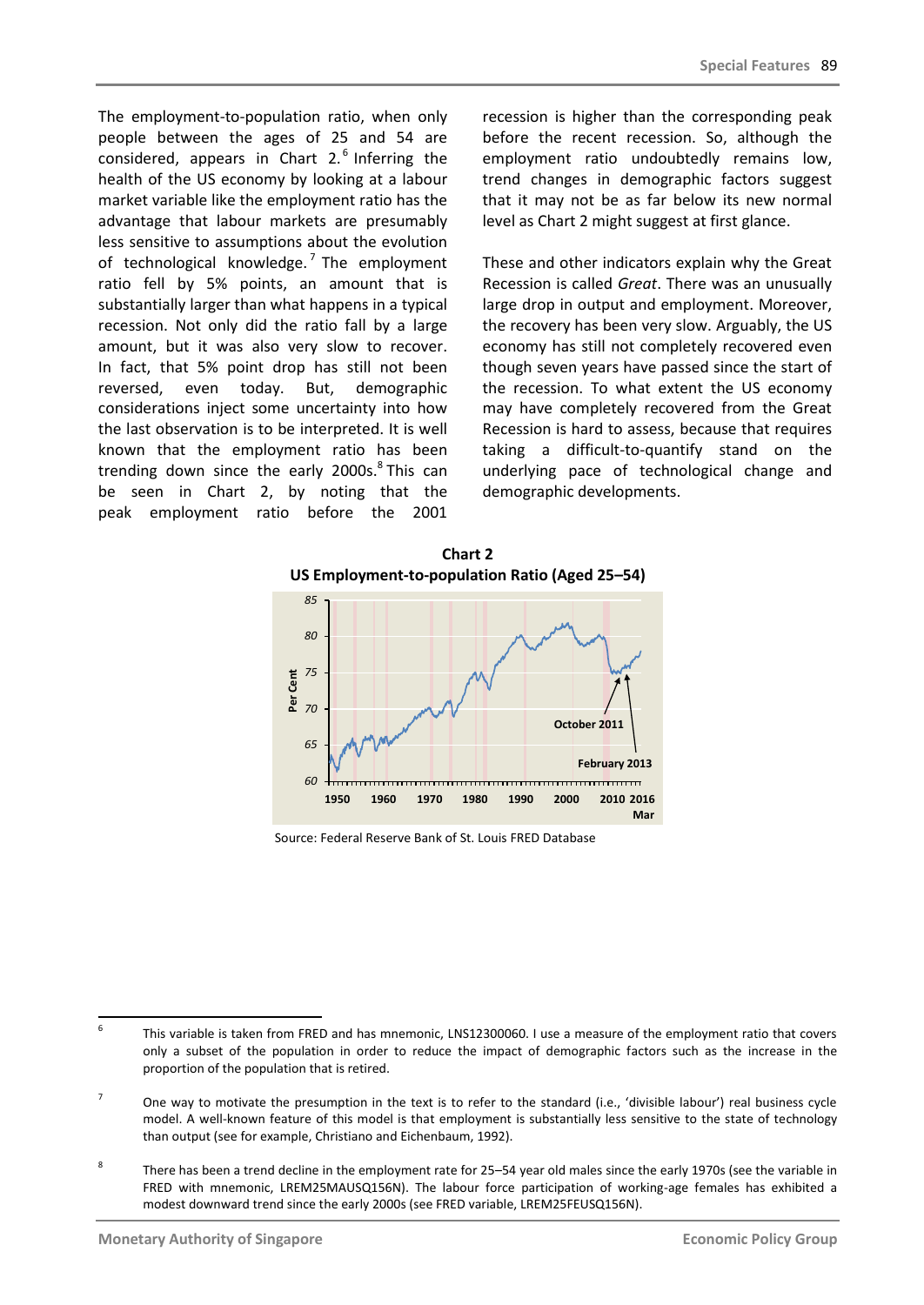The employment-to-population ratio, when only people between the ages of 25 and 54 are considered, appears in Chart 2.[6] Inferring the health of the US economy by looking at a labour market variable like the employment ratio has the advantage that labour markets are presumably less sensitive to assumptions about the evolution of technological knowledge.[7] The employment ratio fell by 5% points, an amount that is substantially larger than what happens in a typical recession. Not only did the ratio fall by a large amount, but it was also very slow to recover. In fact, that 5% point drop has still not been reversed, even today. But, demographic considerations inject some uncertainty into how the last observation is to be interpreted. It is well known that the employment ratio has been trending down since the early 2000s.[8] This can be seen in Chart 2, by noting that the peak employment ratio before the 2001 recession is higher than the corresponding peak before the recent recession. So, although the employment ratio undoubtedly remains low, trend changes in demographic factors suggest that it may not be as far below its new normal level as Chart 2 might suggest at first glance.

These and other indicators explain why the Great Recession is called *Great*. There was an unusually large drop in output and employment. Moreover, the recovery has been very slow. Arguably, the US economy has still not completely recovered even though seven years have passed since the start of the recession. To what extent the US economy may have completely recovered from the Great Recession is hard to assess, because that requires taking a difficult-to-quantify stand on the underlying pace of technological change and demographic developments.

**Chart 2**
**US Employment-to-population Ratio (Aged 25–54)**

Source: Federal Reserve Bank of St. Louis FRED Database

---

[6] This variable is taken from FRED and has mnemonic, LNS12300060. I use a measure of the employment ratio that covers only a subset of the population in order to reduce the impact of demographic factors such as the increase in the proportion of the population that is retired.

[7] One way to motivate the presumption in the text is to refer to the standard (i.e., 'divisible labour') real business cycle model. A well-known feature of this model is that employment is substantially less sensitive to the state of technology than output (see for example, Christiano and Eichenbaum, 1992).

[8] There has been a trend decline in the employment rate for 25–54 year old males since the early 1970s (see the variable in FRED with mnemonic, LREM25MAUSQ156N). The labour force participation of working-age females has exhibited a modest downward trend since the early 2000s (see FRED variable, LREM25FEUSQ156N).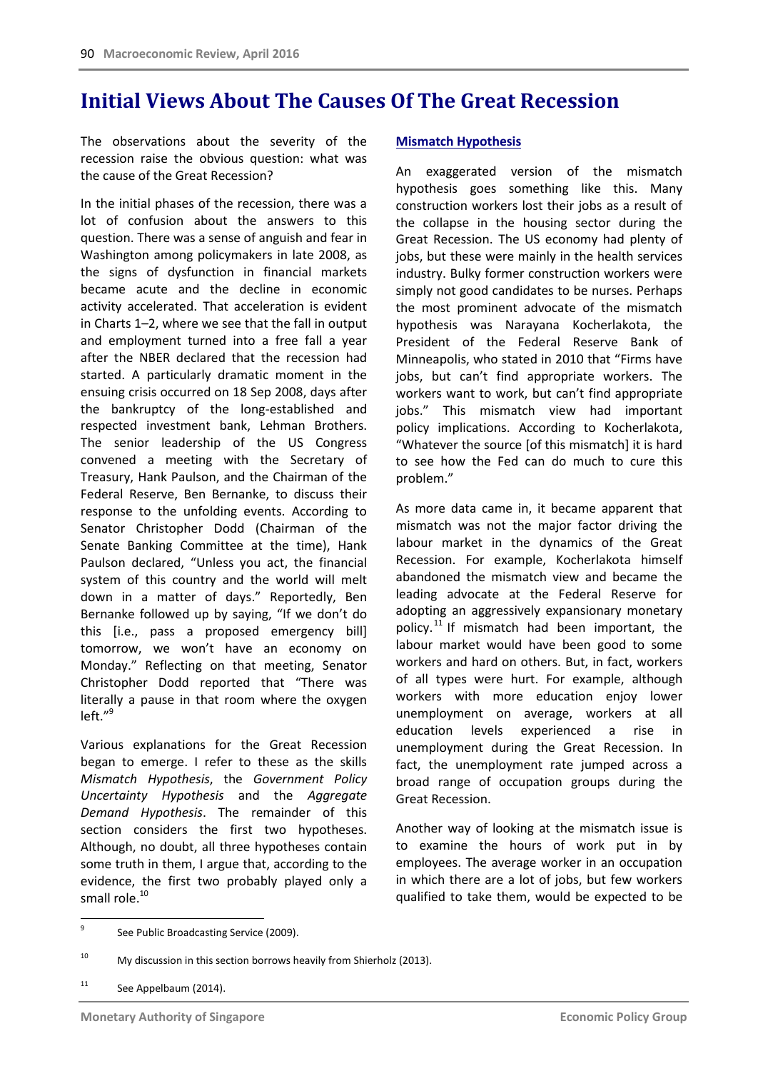# Initial Views About The Causes Of The Great Recession

The observations about the severity of the recession raise the obvious question: what was the cause of the Great Recession?

In the initial phases of the recession, there was a lot of confusion about the answers to this question. There was a sense of anguish and fear in Washington among policymakers in late 2008, as the signs of dysfunction in financial markets became acute and the decline in economic activity accelerated. That acceleration is evident in Charts 1–2, where we see that the fall in output and employment turned into a free fall a year after the NBER declared that the recession had started. A particularly dramatic moment in the ensuing crisis occurred on 18 Sep 2008, days after the bankruptcy of the long-established and respected investment bank, Lehman Brothers. The senior leadership of the US Congress convened a meeting with the Secretary of Treasury, Hank Paulson, and the Chairman of the Federal Reserve, Ben Bernanke, to discuss their response to the unfolding events. According to Senator Christopher Dodd (Chairman of the Senate Banking Committee at the time), Hank Paulson declared, "Unless you act, the financial system of this country and the world will melt down in a matter of days." Reportedly, Ben Bernanke followed up by saying, "If we don't do this [i.e., pass a proposed emergency bill] tomorrow, we won't have an economy on Monday." Reflecting on that meeting, Senator Christopher Dodd reported that "There was literally a pause in that room where the oxygen left."[9]

Various explanations for the Great Recession began to emerge. I refer to these as the skills *Mismatch Hypothesis*, the *Government Policy Uncertainty Hypothesis* and the *Aggregate Demand Hypothesis*. The remainder of this section considers the first two hypotheses. Although, no doubt, all three hypotheses contain some truth in them, I argue that, according to the evidence, the first two probably played only a small role.[10]

## Mismatch Hypothesis

An exaggerated version of the mismatch hypothesis goes something like this. Many construction workers lost their jobs as a result of the collapse in the housing sector during the Great Recession. The US economy had plenty of jobs, but these were mainly in the health services industry. Bulky former construction workers were simply not good candidates to be nurses. Perhaps the most prominent advocate of the mismatch hypothesis was Narayana Kocherlakota, the President of the Federal Reserve Bank of Minneapolis, who stated in 2010 that "Firms have jobs, but can't find appropriate workers. The workers want to work, but can't find appropriate jobs." This mismatch view had important policy implications. According to Kocherlakota, "Whatever the source [of this mismatch] it is hard to see how the Fed can do much to cure this problem."

As more data came in, it became apparent that mismatch was not the major factor driving the labour market in the dynamics of the Great Recession. For example, Kocherlakota himself abandoned the mismatch view and became the leading advocate at the Federal Reserve for adopting an aggressively expansionary monetary policy.[11] If mismatch had been important, the labour market would have been good to some workers and hard on others. But, in fact, workers of all types were hurt. For example, although workers with more education enjoy lower unemployment on average, workers at all education levels experienced a rise in unemployment during the Great Recession. In fact, the unemployment rate jumped across a broad range of occupation groups during the Great Recession.

Another way of looking at the mismatch issue is to examine the hours of work put in by employees. The average worker in an occupation in which there are a lot of jobs, but few workers qualified to take them, would be expected to be

---

[9] See Public Broadcasting Service (2009).

[10] My discussion in this section borrows heavily from Shierholz (2013).

[11] See Appelbaum (2014).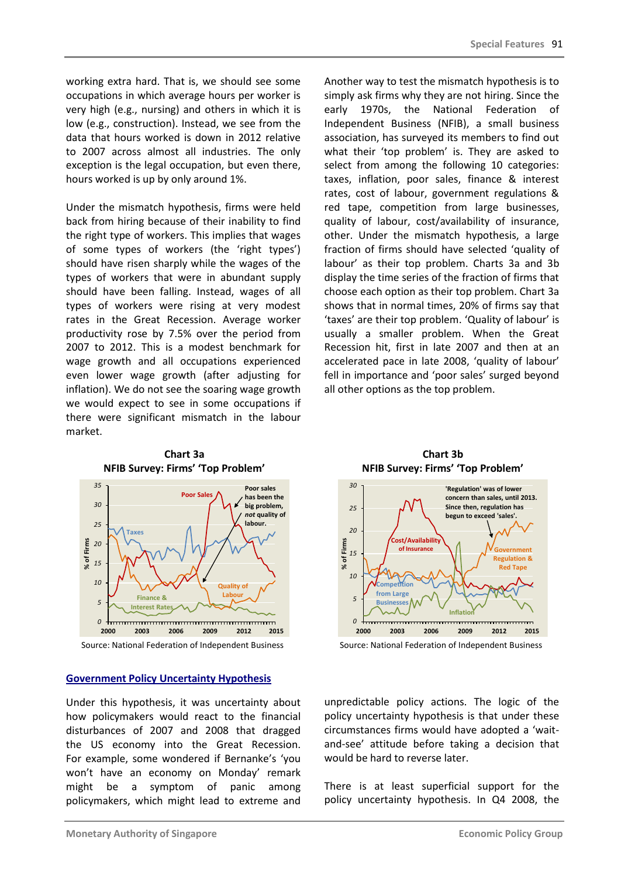working extra hard. That is, we should see some occupations in which average hours per worker is very high (e.g., nursing) and others in which it is low (e.g., construction). Instead, we see from the data that hours worked is down in 2012 relative to 2007 across almost all industries. The only exception is the legal occupation, but even there, hours worked is up by only around 1%.

Under the mismatch hypothesis, firms were held back from hiring because of their inability to find the right type of workers. This implies that wages of some types of workers (the 'right types') should have risen sharply while the wages of the types of workers that were in abundant supply should have been falling. Instead, wages of all types of workers were rising at very modest rates in the Great Recession. Average worker productivity rose by 7.5% over the period from 2007 to 2012. This is a modest benchmark for wage growth and all occupations experienced even lower wage growth (after adjusting for inflation). We do not see the soaring wage growth we would expect to see in some occupations if there were significant mismatch in the labour market.

Another way to test the mismatch hypothesis is to simply ask firms why they are not hiring. Since the early 1970s, the National Federation of Independent Business (NFIB), a small business association, has surveyed its members to find out what their 'top problem' is. They are asked to select from among the following 10 categories: taxes, inflation, poor sales, finance & interest rates, cost of labour, government regulations & red tape, competition from large businesses, quality of labour, cost/availability of insurance, other. Under the mismatch hypothesis, a large fraction of firms should have selected 'quality of labour' as their top problem. Charts 3a and 3b display the time series of the fraction of firms that choose each option as their top problem. Chart 3a shows that in normal times, 20% of firms say that 'taxes' are their top problem. 'Quality of labour' is usually a smaller problem. When the Great Recession hit, first in late 2007 and then at an accelerated pace in late 2008, 'quality of labour' fell in importance and 'poor sales' surged beyond all other options as the top problem.

**Chart 3a**
**NFIB Survey: Firms' 'Top Problem'**

Source: National Federation of Independent Business

**Chart 3b**
**NFIB Survey: Firms' 'Top Problem'**

Source: National Federation of Independent Business

## Government Policy Uncertainty Hypothesis

Under this hypothesis, it was uncertainty about how policymakers would react to the financial disturbances of 2007 and 2008 that dragged the US economy into the Great Recession. For example, some wondered if Bernanke's 'you won't have an economy on Monday' remark might be a symptom of panic among policymakers, which might lead to extreme and unpredictable policy actions. The logic of the policy uncertainty hypothesis is that under these circumstances firms would have adopted a 'wait-and-see' attitude before taking a decision that would be hard to reverse later.

There is at least superficial support for the policy uncertainty hypothesis. In Q4 2008, the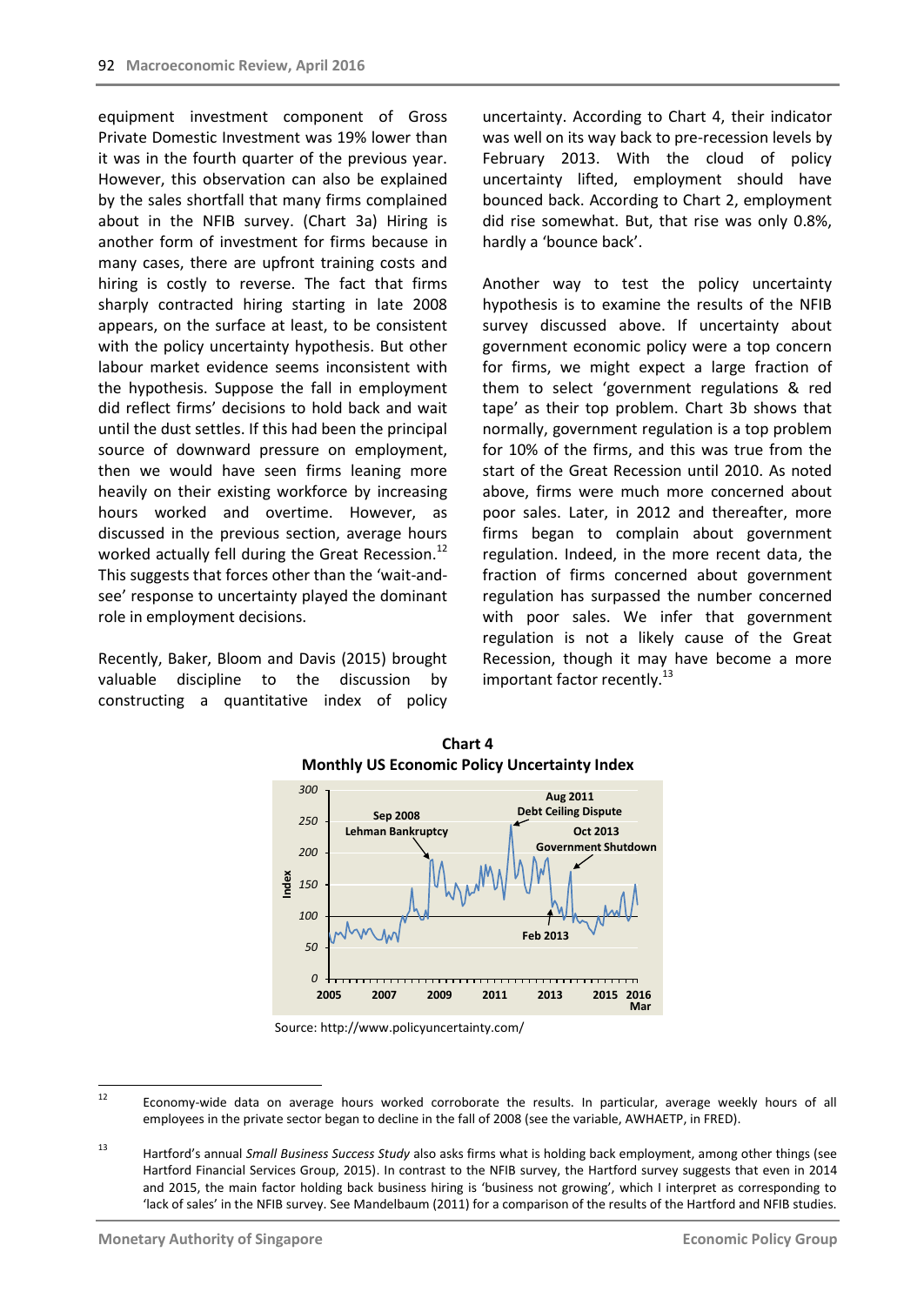equipment investment component of Gross Private Domestic Investment was 19% lower than it was in the fourth quarter of the previous year. However, this observation can also be explained by the sales shortfall that many firms complained about in the NFIB survey. (Chart 3a) Hiring is another form of investment for firms because in many cases, there are upfront training costs and hiring is costly to reverse. The fact that firms sharply contracted hiring starting in late 2008 appears, on the surface at least, to be consistent with the policy uncertainty hypothesis. But other labour market evidence seems inconsistent with the hypothesis. Suppose the fall in employment did reflect firms' decisions to hold back and wait until the dust settles. If this had been the principal source of downward pressure on employment, then we would have seen firms leaning more heavily on their existing workforce by increasing hours worked and overtime. However, as discussed in the previous section, average hours worked actually fell during the Great Recession.[12] This suggests that forces other than the 'wait-and-see' response to uncertainty played the dominant role in employment decisions.

Recently, Baker, Bloom and Davis (2015) brought valuable discipline to the discussion by constructing a quantitative index of policy uncertainty. According to Chart 4, their indicator was well on its way back to pre-recession levels by February 2013. With the cloud of policy uncertainty lifted, employment should have bounced back. According to Chart 2, employment did rise somewhat. But, that rise was only 0.8%, hardly a 'bounce back'.

Another way to test the policy uncertainty hypothesis is to examine the results of the NFIB survey discussed above. If uncertainty about government economic policy were a top concern for firms, we might expect a large fraction of them to select 'government regulations & red tape' as their top problem. Chart 3b shows that normally, government regulation is a top problem for 10% of the firms, and this was true from the start of the Great Recession until 2010. As noted above, firms were much more concerned about poor sales. Later, in 2012 and thereafter, more firms began to complain about government regulation. Indeed, in the more recent data, the fraction of firms concerned about government regulation has surpassed the number concerned with poor sales. We infer that government regulation is not a likely cause of the Great Recession, though it may have become a more important factor recently.[13]

**Chart 4**
**Monthly US Economic Policy Uncertainty Index**

Source: http://www.policyuncertainty.com/

---

[12] Economy-wide data on average hours worked corroborate the results. In particular, average weekly hours of all employees in the private sector began to decline in the fall of 2008 (see the variable, AWHAETP, in FRED).

[13] Hartford's annual *Small Business Success Study* also asks firms what is holding back employment, among other things (see Hartford Financial Services Group, 2015). In contrast to the NFIB survey, the Hartford survey suggests that even in 2014 and 2015, the main factor holding back business hiring is 'business not growing', which I interpret as corresponding to 'lack of sales' in the NFIB survey. See Mandelbaum (2011) for a comparison of the results of the Hartford and NFIB studies.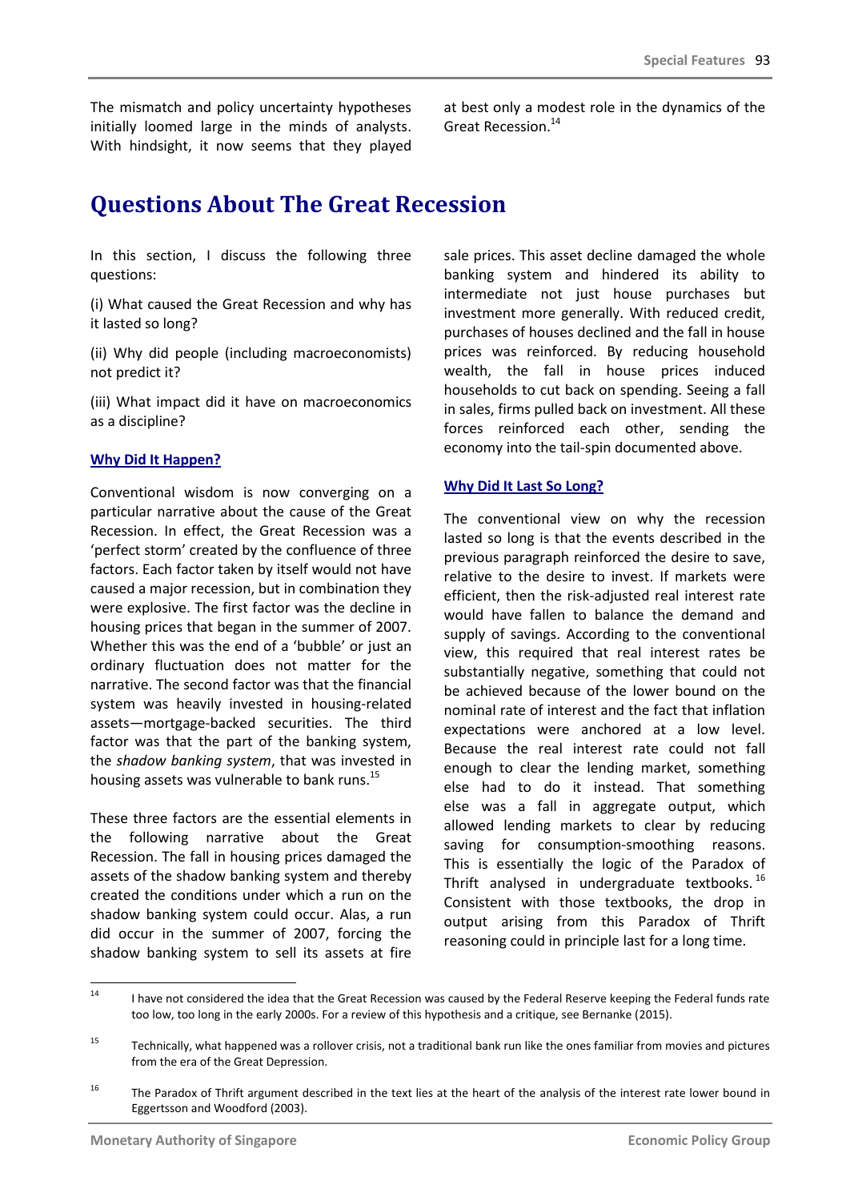The mismatch and policy uncertainty hypotheses initially loomed large in the minds of analysts. With hindsight, it now seems that they played at best only a modest role in the dynamics of the Great Recession.[14]

# Questions About The Great Recession

In this section, I discuss the following three questions:

(i) What caused the Great Recession and why has it lasted so long?

(ii) Why did people (including macroeconomists) not predict it?

(iii) What impact did it have on macroeconomics as a discipline?

## Why Did It Happen?

Conventional wisdom is now converging on a particular narrative about the cause of the Great Recession. In effect, the Great Recession was a 'perfect storm' created by the confluence of three factors. Each factor taken by itself would not have caused a major recession, but in combination they were explosive. The first factor was the decline in housing prices that began in the summer of 2007. Whether this was the end of a 'bubble' or just an ordinary fluctuation does not matter for the narrative. The second factor was that the financial system was heavily invested in housing-related assets—mortgage-backed securities. The third factor was that the part of the banking system, the *shadow banking system*, that was invested in housing assets was vulnerable to bank runs.[15]

These three factors are the essential elements in the following narrative about the Great Recession. The fall in housing prices damaged the assets of the shadow banking system and thereby created the conditions under which a run on the shadow banking system could occur. Alas, a run did occur in the summer of 2007, forcing the shadow banking system to sell its assets at fire sale prices. This asset decline damaged the whole banking system and hindered its ability to intermediate not just house purchases but investment more generally. With reduced credit, purchases of houses declined and the fall in house prices was reinforced. By reducing household wealth, the fall in house prices induced households to cut back on spending. Seeing a fall in sales, firms pulled back on investment. All these forces reinforced each other, sending the economy into the tail-spin documented above.

## Why Did It Last So Long?

The conventional view on why the recession lasted so long is that the events described in the previous paragraph reinforced the desire to save, relative to the desire to invest. If markets were efficient, then the risk-adjusted real interest rate would have fallen to balance the demand and supply of savings. According to the conventional view, this required that real interest rates be substantially negative, something that could not be achieved because of the lower bound on the nominal rate of interest and the fact that inflation expectations were anchored at a low level. Because the real interest rate could not fall enough to clear the lending market, something else had to do it instead. That something else was a fall in aggregate output, which allowed lending markets to clear by reducing saving for consumption-smoothing reasons. This is essentially the logic of the Paradox of Thrift analysed in undergraduate textbooks.[16] Consistent with those textbooks, the drop in output arising from this Paradox of Thrift reasoning could in principle last for a long time.

---

[14] I have not considered the idea that the Great Recession was caused by the Federal Reserve keeping the Federal funds rate too low, too long in the early 2000s. For a review of this hypothesis and a critique, see Bernanke (2015).

[15] Technically, what happened was a rollover crisis, not a traditional bank run like the ones familiar from movies and pictures from the era of the Great Depression.

[16] The Paradox of Thrift argument described in the text lies at the heart of the analysis of the interest rate lower bound in Eggertsson and Woodford (2003).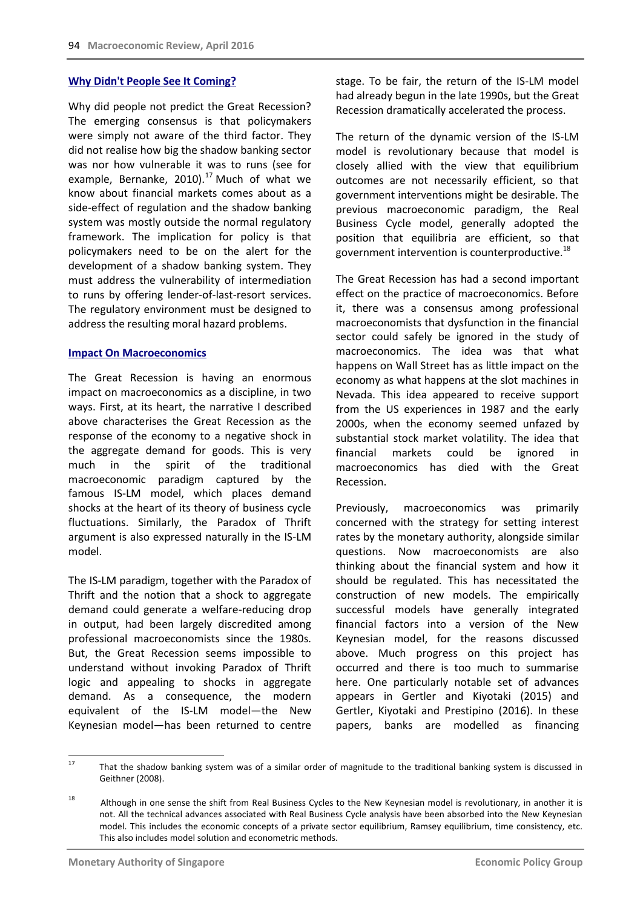### Why Didn't People See It Coming?

Why did people not predict the Great Recession? The emerging consensus is that policymakers were simply not aware of the third factor. They did not realise how big the shadow banking sector was nor how vulnerable it was to runs (see for example, Bernanke, 2010).[17] Much of what we know about financial markets comes about as a side-effect of regulation and the shadow banking system was mostly outside the normal regulatory framework. The implication for policy is that policymakers need to be on the alert for the development of a shadow banking system. They must address the vulnerability of intermediation to runs by offering lender-of-last-resort services. The regulatory environment must be designed to address the resulting moral hazard problems.

### Impact On Macroeconomics

The Great Recession is having an enormous impact on macroeconomics as a discipline, in two ways. First, at its heart, the narrative I described above characterises the Great Recession as the response of the economy to a negative shock in the aggregate demand for goods. This is very much in the spirit of the traditional macroeconomic paradigm captured by the famous IS-LM model, which places demand shocks at the heart of its theory of business cycle fluctuations. Similarly, the Paradox of Thrift argument is also expressed naturally in the IS-LM model.

The IS-LM paradigm, together with the Paradox of Thrift and the notion that a shock to aggregate demand could generate a welfare-reducing drop in output, had been largely discredited among professional macroeconomists since the 1980s. But, the Great Recession seems impossible to understand without invoking Paradox of Thrift logic and appealing to shocks in aggregate demand. As a consequence, the modern equivalent of the IS-LM model—the New Keynesian model—has been returned to centre stage. To be fair, the return of the IS-LM model had already begun in the late 1990s, but the Great Recession dramatically accelerated the process.

The return of the dynamic version of the IS-LM model is revolutionary because that model is closely allied with the view that equilibrium outcomes are not necessarily efficient, so that government interventions might be desirable. The previous macroeconomic paradigm, the Real Business Cycle model, generally adopted the position that equilibria are efficient, so that government intervention is counterproductive.[18]

The Great Recession has had a second important effect on the practice of macroeconomics. Before it, there was a consensus among professional macroeconomists that dysfunction in the financial sector could safely be ignored in the study of macroeconomics. The idea was that what happens on Wall Street has as little impact on the economy as what happens at the slot machines in Nevada. This idea appeared to receive support from the US experiences in 1987 and the early 2000s, when the economy seemed unfazed by substantial stock market volatility. The idea that financial markets could be ignored in macroeconomics has died with the Great Recession.

Previously, macroeconomics was primarily concerned with the strategy for setting interest rates by the monetary authority, alongside similar questions. Now macroeconomists are also thinking about the financial system and how it should be regulated. This has necessitated the construction of new models. The empirically successful models have generally integrated financial factors into a version of the New Keynesian model, for the reasons discussed above. Much progress on this project has occurred and there is too much to summarise here. One particularly notable set of advances appears in Gertler and Kiyotaki (2015) and Gertler, Kiyotaki and Prestipino (2016). In these papers, banks are modelled as financing

---

[17] That the shadow banking system was of a similar order of magnitude to the traditional banking system is discussed in Geithner (2008).

[18] Although in one sense the shift from Real Business Cycles to the New Keynesian model is revolutionary, in another it is not. All the technical advances associated with Real Business Cycle analysis have been absorbed into the New Keynesian model. This includes the economic concepts of a private sector equilibrium, Ramsey equilibrium, time consistency, etc. This also includes model solution and econometric methods.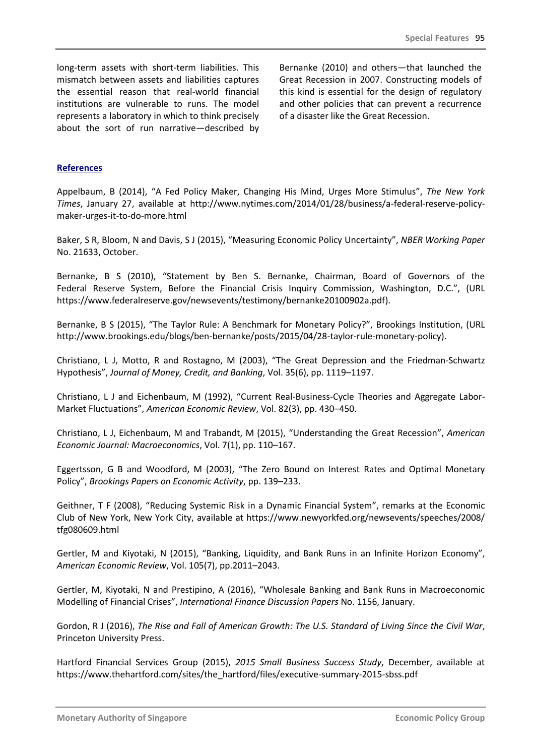long-term assets with short-term liabilities. This mismatch between assets and liabilities captures the essential reason that real-world financial institutions are vulnerable to runs. The model represents a laboratory in which to think precisely about the sort of run narrative—described by Bernanke (2010) and others—that launched the Great Recession in 2007. Constructing models of this kind is essential for the design of regulatory and other policies that can prevent a recurrence of a disaster like the Great Recession.

## References

Appelbaum, B (2014), "A Fed Policy Maker, Changing His Mind, Urges More Stimulus", *The New York Times*, January 27, available at http://www.nytimes.com/2014/01/28/business/a-federal-reserve-policy-maker-urges-it-to-do-more.html

Baker, S R, Bloom, N and Davis, S J (2015), "Measuring Economic Policy Uncertainty", *NBER Working Paper* No. 21633, October.

Bernanke, B S (2010), "Statement by Ben S. Bernanke, Chairman, Board of Governors of the Federal Reserve System, Before the Financial Crisis Inquiry Commission, Washington, D.C.", (URL https://www.federalreserve.gov/newsevents/testimony/bernanke20100902a.pdf).

Bernanke, B S (2015), "The Taylor Rule: A Benchmark for Monetary Policy?", Brookings Institution, (URL http://www.brookings.edu/blogs/ben-bernanke/posts/2015/04/28-taylor-rule-monetary-policy).

Christiano, L J, Motto, R and Rostagno, M (2003), "The Great Depression and the Friedman-Schwartz Hypothesis", *Journal of Money, Credit, and Banking*, Vol. 35(6), pp. 1119–1197.

Christiano, L J and Eichenbaum, M (1992), "Current Real-Business-Cycle Theories and Aggregate Labor-Market Fluctuations", *American Economic Review*, Vol. 82(3), pp. 430–450.

Christiano, L J, Eichenbaum, M and Trabandt, M (2015), "Understanding the Great Recession", *American Economic Journal: Macroeconomics*, Vol. 7(1), pp. 110–167.

Eggertsson, G B and Woodford, M (2003), "The Zero Bound on Interest Rates and Optimal Monetary Policy", *Brookings Papers on Economic Activity*, pp. 139–233.

Geithner, T F (2008), "Reducing Systemic Risk in a Dynamic Financial System", remarks at the Economic Club of New York, New York City, available at https://www.newyorkfed.org/newsevents/speeches/2008/tfg080609.html

Gertler, M and Kiyotaki, N (2015), "Banking, Liquidity, and Bank Runs in an Infinite Horizon Economy", *American Economic Review*, Vol. 105(7), pp.2011–2043.

Gertler, M, Kiyotaki, N and Prestipino, A (2016), "Wholesale Banking and Bank Runs in Macroeconomic Modelling of Financial Crises", *International Finance Discussion Papers* No. 1156, January.

Gordon, R J (2016), *The Rise and Fall of American Growth: The U.S. Standard of Living Since the Civil War*, Princeton University Press.

Hartford Financial Services Group (2015), *2015 Small Business Success Study*, December, available at https://www.thehartford.com/sites/the_hartford/files/executive-summary-2015-sbss.pdf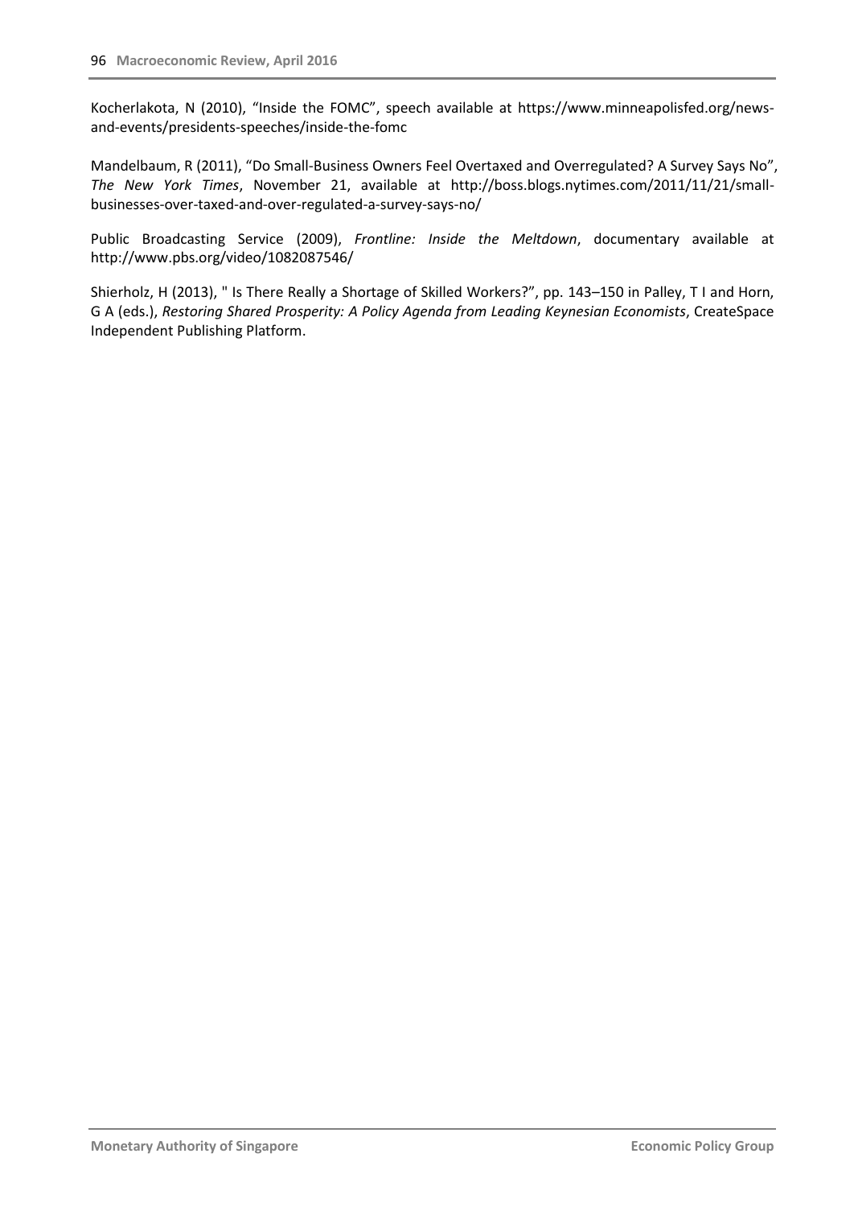Kocherlakota, N (2010), “Inside the FOMC”, speech available at https://www.minneapolisfed.org/news-and-events/presidents-speeches/inside-the-fomc

Mandelbaum, R (2011), “Do Small-Business Owners Feel Overtaxed and Overregulated? A Survey Says No”, *The New York Times*, November 21, available at http://boss.blogs.nytimes.com/2011/11/21/small-businesses-over-taxed-and-over-regulated-a-survey-says-no/

Public Broadcasting Service (2009), *Frontline: Inside the Meltdown*, documentary available at http://www.pbs.org/video/1082087546/

Shierholz, H (2013), " Is There Really a Shortage of Skilled Workers?”, pp. 143–150 in Palley, T I and Horn, G A (eds.), *Restoring Shared Prosperity: A Policy Agenda from Leading Keynesian Economists*, CreateSpace Independent Publishing Platform.